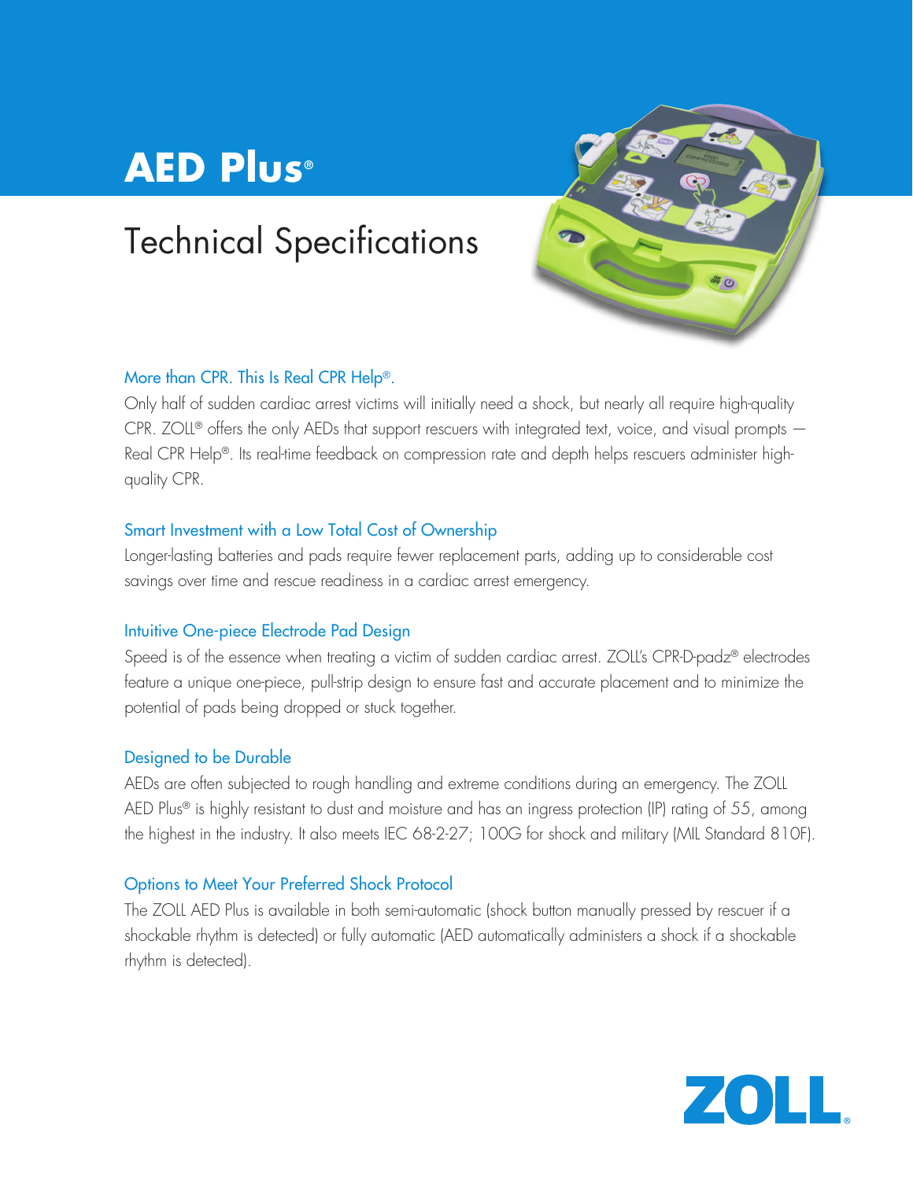# AED Plus®

## Technical Specifications

### More than CPR. This Is Real CPR Help®.

Only half of sudden cardiac arrest victims will initially need a shock, but nearly all require high-quality CPR. ZOLL® offers the only AEDs that support rescuers with integrated text, voice, and visual prompts — Real CPR Help®. Its real-time feedback on compression rate and depth helps rescuers administer high-quality CPR.

### Smart Investment with a Low Total Cost of Ownership

Longer-lasting batteries and pads require fewer replacement parts, adding up to considerable cost savings over time and rescue readiness in a cardiac arrest emergency.

### Intuitive One-piece Electrode Pad Design

Speed is of the essence when treating a victim of sudden cardiac arrest. ZOLL's CPR-D-padz® electrodes feature a unique one-piece, pull-strip design to ensure fast and accurate placement and to minimize the potential of pads being dropped or stuck together.

### Designed to be Durable

AEDs are often subjected to rough handling and extreme conditions during an emergency. The ZOLL AED Plus® is highly resistant to dust and moisture and has an ingress protection (IP) rating of 55, among the highest in the industry. It also meets IEC 68-2-27; 100G for shock and military (MIL Standard 810F).

### Options to Meet Your Preferred Shock Protocol

The ZOLL AED Plus is available in both semi-automatic (shock button manually pressed by rescuer if a shockable rhythm is detected) or fully automatic (AED automatically administers a shock if a shockable rhythm is detected).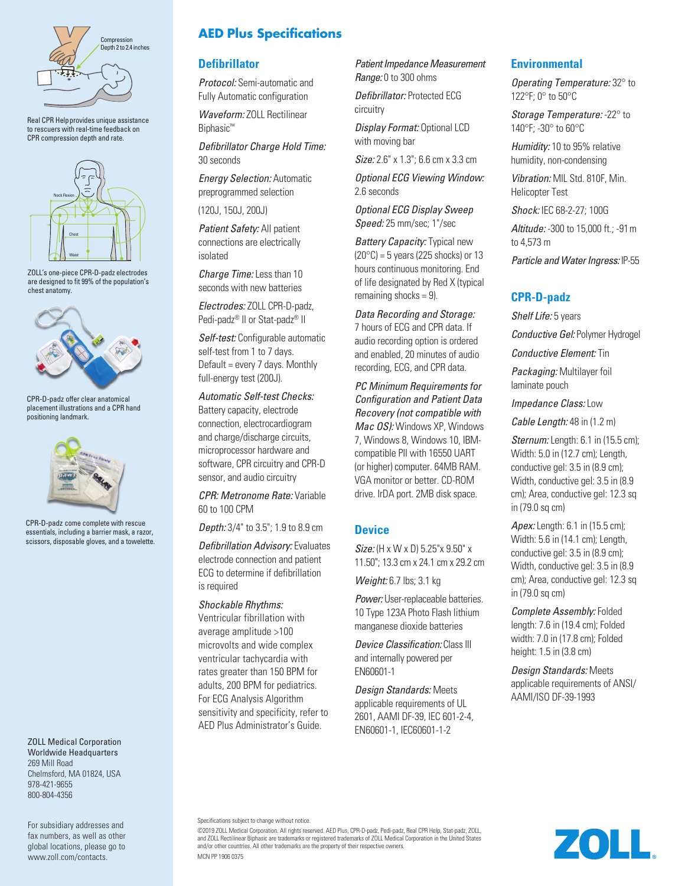Compression Depth 2 to 2.4 inches

Real CPR Help provides unique assistance to rescuers with real-time feedback on CPR compression depth and rate.

Neck Flexion

Chest

Waist

ZOLL's one-piece CPR-D-padz electrodes are designed to fit 99% of the population's chest anatomy.

CPR-D-padz offer clear anatomical placement illustrations and a CPR hand positioning landmark.

CPR-D-padz come complete with rescue essentials, including a barrier mask, a razor, scissors, disposable gloves, and a towelette.

ZOLL Medical Corporation
Worldwide Headquarters
269 Mill Road
Chelmsford, MA 01824, USA
978-421-9655
800-804-4356

For subsidiary addresses and fax numbers, as well as other global locations, please go to www.zoll.com/contacts.

# AED Plus Specifications

## Defibrillator

*Protocol:* Semi-automatic and Fully Automatic configuration

*Waveform:* ZOLL Rectilinear Biphasic™

*Defibrillator Charge Hold Time:* 30 seconds

*Energy Selection:* Automatic preprogrammed selection

(120J, 150J, 200J)

*Patient Safety:* All patient connections are electrically isolated

*Charge Time:* Less than 10 seconds with new batteries

*Electrodes:* ZOLL CPR-D-padz, Pedi-padz® II or Stat-padz® II

*Self-test:* Configurable automatic self-test from 1 to 7 days. Default = every 7 days. Monthly full-energy test (200J).

*Automatic Self-test Checks:* Battery capacity, electrode connection, electrocardiogram and charge/discharge circuits, microprocessor hardware and software, CPR circuitry and CPR-D sensor, and audio circuitry

*CPR: Metronome Rate:* Variable 60 to 100 CPM

*Depth:* 3/4" to 3.5"; 1.9 to 8.9 cm

*Defibrillation Advisory:* Evaluates electrode connection and patient ECG to determine if defibrillation is required

*Shockable Rhythms:* Ventricular fibrillation with average amplitude >100 microvolts and wide complex ventricular tachycardia with rates greater than 150 BPM for adults, 200 BPM for pediatrics. For ECG Analysis Algorithm sensitivity and specificity, refer to AED Plus Administrator's Guide.

*Patient Impedance Measurement Range:* 0 to 300 ohms

*Defibrillator:* Protected ECG circuitry

*Display Format:* Optional LCD with moving bar

*Size:* 2.6" x 1.3"; 6.6 cm x 3.3 cm

*Optional ECG Viewing Window:* 2.6 seconds

*Optional ECG Display Sweep Speed:* 25 mm/sec; 1"/sec

*Battery Capacity:* Typical new (20°C) = 5 years (225 shocks) or 13 hours continuous monitoring. End of life designated by Red X (typical remaining shocks = 9).

*Data Recording and Storage:* 7 hours of ECG and CPR data. If audio recording option is ordered and enabled, 20 minutes of audio recording, ECG, and CPR data.

*PC Minimum Requirements for Configuration and Patient Data Recovery (not compatible with Mac OS):* Windows XP, Windows 7, Windows 8, Windows 10, IBM-compatible PII with 16550 UART (or higher) computer. 64MB RAM. VGA monitor or better. CD-ROM drive. IrDA port. 2MB disk space.

## Device

*Size:* (H x W x D) 5.25"x 9.50" x 11.50"; 13.3 cm x 24.1 cm x 29.2 cm

*Weight:* 6.7 lbs; 3.1 kg

*Power:* User-replaceable batteries. 10 Type 123A Photo Flash lithium manganese dioxide batteries

*Device Classification:* Class III and internally powered per EN60601-1

*Design Standards:* Meets applicable requirements of UL 2601, AAMI DF-39, IEC 601-2-4, EN60601-1, IEC60601-1-2

## Environmental

*Operating Temperature:* 32° to 122°F; 0° to 50°C

*Storage Temperature:* -22° to 140°F; -30° to 60°C

*Humidity:* 10 to 95% relative humidity, non-condensing

*Vibration:* MIL Std. 810F, Min. Helicopter Test

*Shock:* IEC 68-2-27; 100G

*Altitude:* -300 to 15,000 ft.; -91 m to 4,573 m

*Particle and Water Ingress:* IP-55

## CPR-D-padz

*Shelf Life:* 5 years

*Conductive Gel:* Polymer Hydrogel

*Conductive Element:* Tin

*Packaging:* Multilayer foil laminate pouch

*Impedance Class:* Low

*Cable Length:* 48 in (1.2 m)

*Sternum:* Length: 6.1 in (15.5 cm); Width: 5.0 in (12.7 cm); Length, conductive gel: 3.5 in (8.9 cm); Width, conductive gel: 3.5 in (8.9 cm); Area, conductive gel: 12.3 sq in (79.0 sq cm)

*Apex:* Length: 6.1 in (15.5 cm); Width: 5.6 in (14.1 cm); Length, conductive gel: 3.5 in (8.9 cm); Width, conductive gel: 3.5 in (8.9 cm); Area, conductive gel: 12.3 sq in (79.0 sq cm)

*Complete Assembly:* Folded length: 7.6 in (19.4 cm); Folded width: 7.0 in (17.8 cm); Folded height: 1.5 in (3.8 cm)

*Design Standards:* Meets applicable requirements of ANSI/AAMI/ISO DF-39-1993

Specifications subject to change without notice.

©2019 ZOLL Medical Corporation. All rights reserved. AED Plus, CPR-D-padz, Pedi-padz, Real CPR Help, Stat-padz, ZOLL, and ZOLL Rectilinear Biphasic are trademarks or registered trademarks of ZOLL Medical Corporation in the United States and/or other countries. All other trademarks are the property of their respective owners.

MCN PP 1906 0375

ZOLL